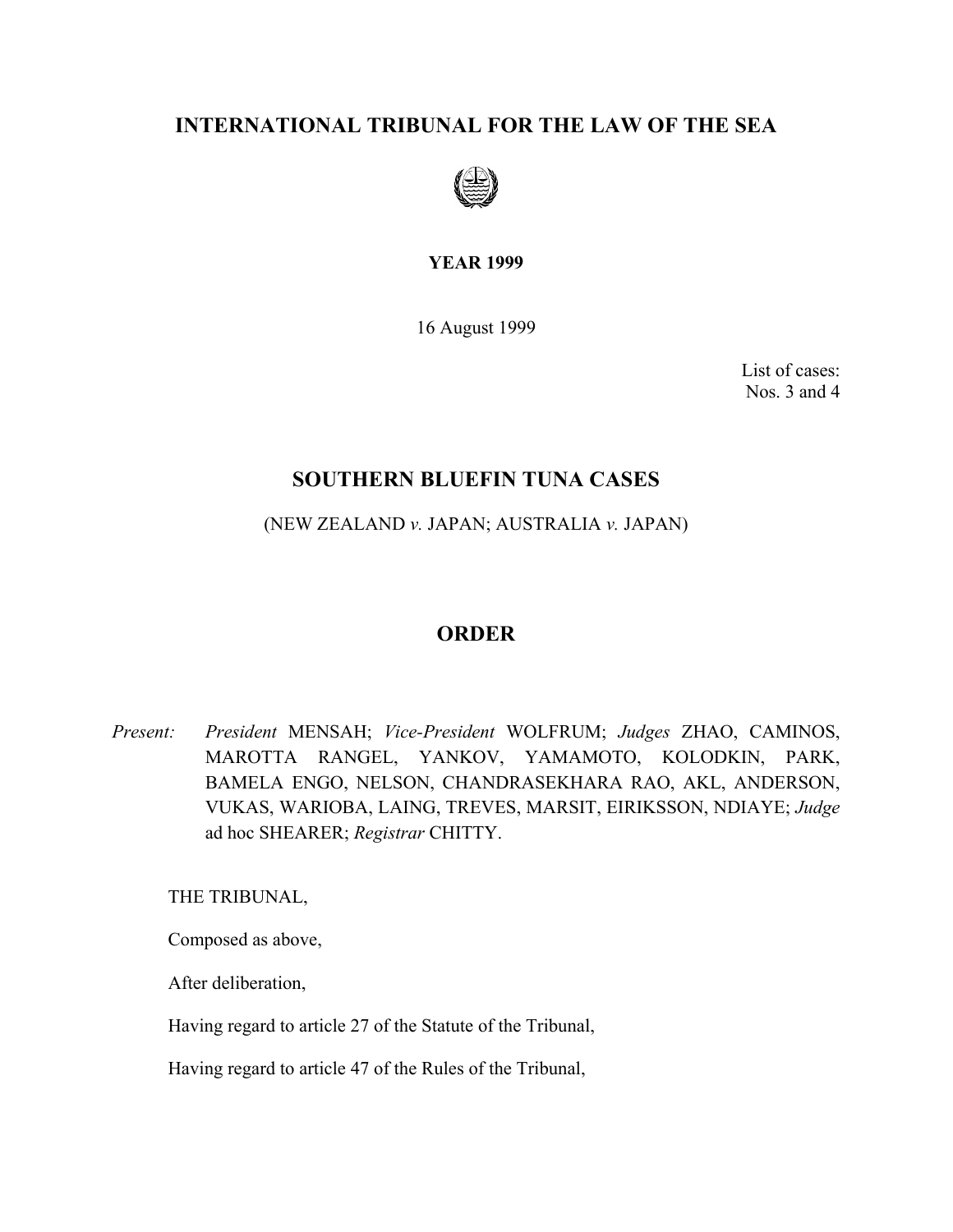# INTERNATIONAL TRIBUNAL FOR THE LAW OF THE SEA

**YEAR 1999**

16 August 1999

List of cases:
Nos. 3 and 4

## SOUTHERN BLUEFIN TUNA CASES

(NEW ZEALAND *v.* JAPAN; AUSTRALIA *v.* JAPAN)

## ORDER

*Present:* *President* MENSAH; *Vice-President* WOLFRUM; *Judges* ZHAO, CAMINOS, MAROTTA RANGEL, YANKOV, YAMAMOTO, KOLODKIN, PARK, BAMELA ENGO, NELSON, CHANDRASEKHARA RAO, AKL, ANDERSON, VUKAS, WARIOBA, LAING, TREVES, MARSIT, EIRIKSSON, NDIAYE; *Judge* ad hoc SHEARER; *Registrar* CHITTY.

THE TRIBUNAL,

Composed as above,

After deliberation,

Having regard to article 27 of the Statute of the Tribunal,

Having regard to article 47 of the Rules of the Tribunal,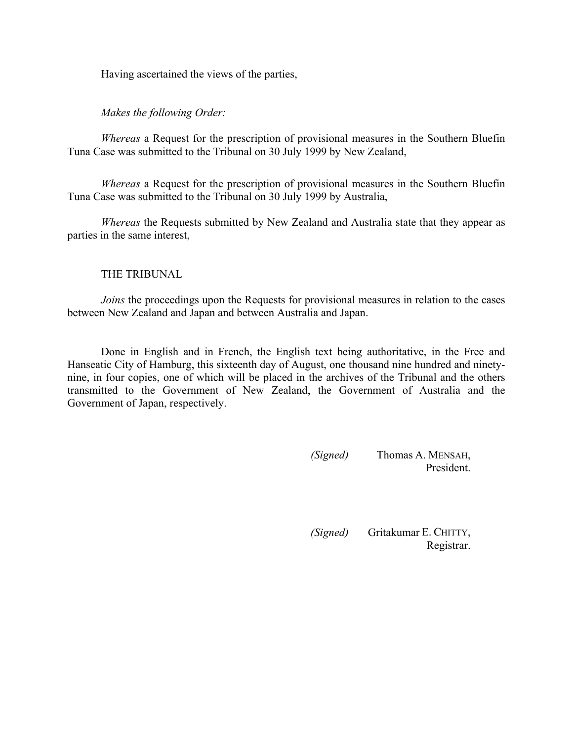Having ascertained the views of the parties,

*Makes the following Order:*

*Whereas* a Request for the prescription of provisional measures in the Southern Bluefin Tuna Case was submitted to the Tribunal on 30 July 1999 by New Zealand,

*Whereas* a Request for the prescription of provisional measures in the Southern Bluefin Tuna Case was submitted to the Tribunal on 30 July 1999 by Australia,

*Whereas* the Requests submitted by New Zealand and Australia state that they appear as parties in the same interest,

THE TRIBUNAL

*Joins* the proceedings upon the Requests for provisional measures in relation to the cases between New Zealand and Japan and between Australia and Japan.

Done in English and in French, the English text being authoritative, in the Free and Hanseatic City of Hamburg, this sixteenth day of August, one thousand nine hundred and ninety-nine, in four copies, one of which will be placed in the archives of the Tribunal and the others transmitted to the Government of New Zealand, the Government of Australia and the Government of Japan, respectively.

*(Signed)* Thomas A. MENSAH,
President.

*(Signed)* Gritakumar E. CHITTY,
Registrar.